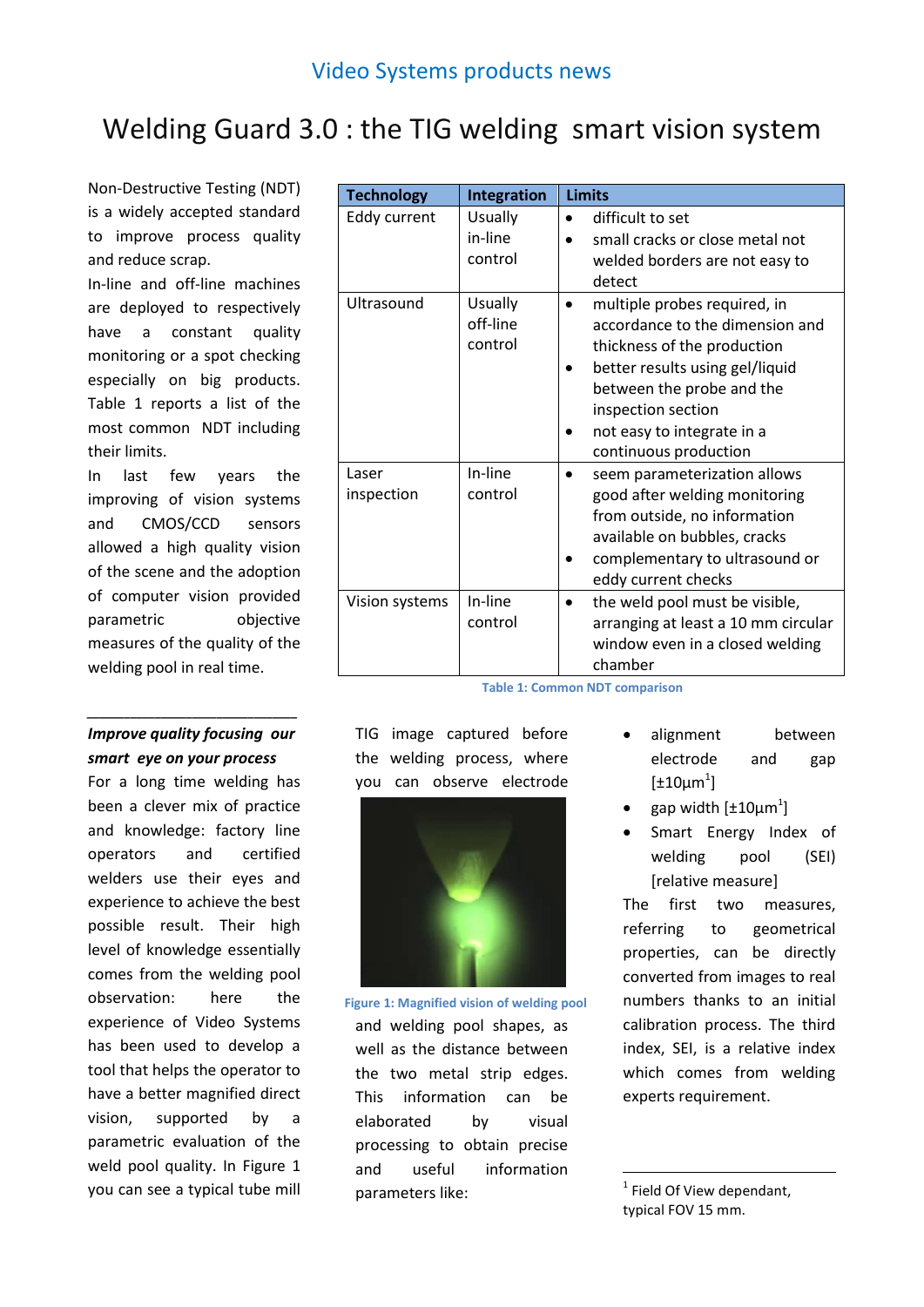Video Systems products news

# Welding Guard 3.0 : the TIG welding smart vision system

Non-Destructive Testing (NDT) is a widely accepted standard to improve process quality and reduce scrap.

In-line and off-line machines are deployed to respectively have a constant quality monitoring or a spot checking especially on big products. Table 1 reports a list of the most common NDT including their limits.

In last few years the improving of vision systems and CMOS/CCD sensors allowed a high quality vision of the scene and the adoption of computer vision provided parametric objective measures of the quality of the welding pool in real time.

| Technology | Integration | Limits |
|---|---|---|
| Eddy current | Usually in-line control | • difficult to set<br>• small cracks or close metal not welded borders are not easy to detect |
| Ultrasound | Usually off-line control | • multiple probes required, in accordance to the dimension and thickness of the production<br>• better results using gel/liquid between the probe and the inspection section<br>• not easy to integrate in a continuous production |
| Laser inspection | In-line control | • seem parameterization allows good after welding monitoring from outside, no information available on bubbles, cracks<br>• complementary to ultrasound or eddy current checks |
| Vision systems | In-line control | • the weld pool must be visible, arranging at least a 10 mm circular window even in a closed welding chamber |

Table 1: Common NDT comparison

---

***Improve quality focusing our smart eye on your process***

For a long time welding has been a clever mix of practice and knowledge: factory line operators and certified welders use their eyes and experience to achieve the best possible result. Their high level of knowledge essentially comes from the welding pool observation: here the experience of Video Systems has been used to develop a tool that helps the operator to have a better magnified direct vision, supported by a parametric evaluation of the weld pool quality. In Figure 1 you can see a typical tube mill TIG image captured before the welding process, where you can observe electrode

Figure 1: Magnified vision of welding pool

and welding pool shapes, as well as the distance between the two metal strip edges. This information can be elaborated by visual processing to obtain precise and useful information parameters like:

- alignment between electrode and gap [±10µm[1]]
- gap width [±10µm[1]]
- Smart Energy Index of welding pool (SEI) [relative measure]

The first two measures, referring to geometrical properties, can be directly converted from images to real numbers thanks to an initial calibration process. The third index, SEI, is a relative index which comes from welding experts requirement.

---

[1] Field Of View dependant, typical FOV 15 mm.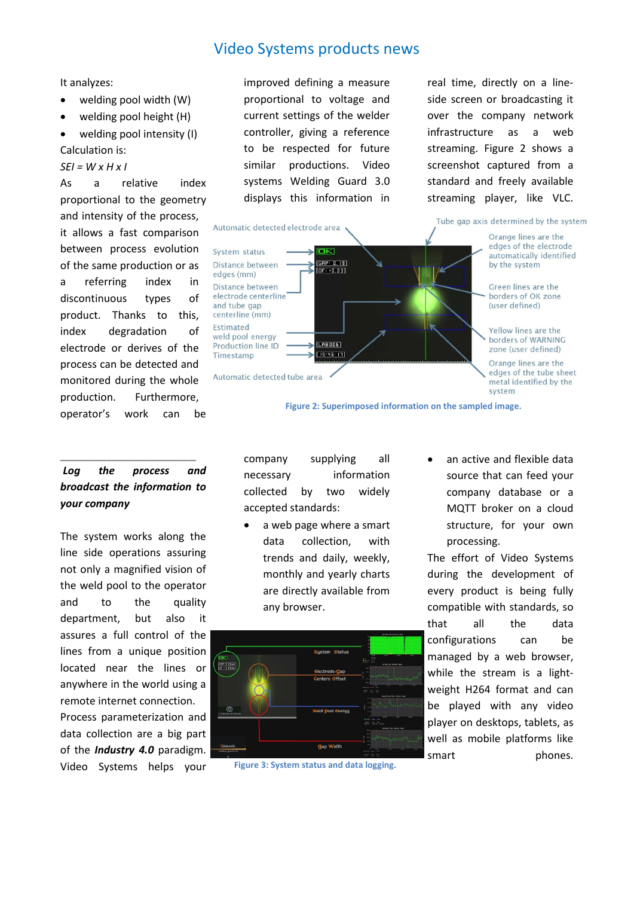# Video Systems products news

It analyzes:

- welding pool width (W)
- welding pool height (H)
- welding pool intensity (I)

Calculation is:

*SEI = W x H x I*

As a relative index proportional to the geometry and intensity of the process, it allows a fast comparison between process evolution of the same production or as a referring index in discontinuous types of product. Thanks to this, index degradation of electrode or derives of the process can be detected and monitored during the whole production. Furthermore, operator's work can be improved defining a measure proportional to voltage and current settings of the welder controller, giving a reference to be respected for future similar productions. Video systems Welding Guard 3.0 displays this information in real time, directly on a line-side screen or broadcasting it over the company network infrastructure as a web streaming. Figure 2 shows a screenshot captured from a standard and freely available streaming player, like VLC.

Automatic detected electrode area
System status
Distance between edges (mm)
Distance between electrode centerline and tube gap centerline (mm)
Estimated weld pool energy
Production line ID
Timestamp
Automatic detected tube area
Tube gap axis determined by the system
Orange lines are the edges of the electrode automatically identified by the system
Green lines are the borders of OK zone (user defined)
Yellow lines are the borders of WARNING zone (user defined)
Orange lines are the edges of the tube sheet metal identified by the system

**Figure 2: Superimposed information on the sampled image.**

---

***Log the process and broadcast the information to your company***

The system works along the line side operations assuring not only a magnified vision of the weld pool to the operator and to the quality department, but also it assures a full control of the lines from a unique position located near the lines or anywhere in the world using a remote internet connection. Process parameterization and data collection are a big part of the ***Industry 4.0*** paradigm. Video Systems helps your company supplying all necessary information collected by two widely accepted standards:

- a web page where a smart data collection, with trends and daily, weekly, monthly and yearly charts are directly available from any browser.
- an active and flexible data source that can feed your company database or a MQTT broker on a cloud structure, for your own processing.

System Status
Electrode-Gap Centers Offset
Weld Pool Energy
Gap Width

**Figure 3: System status and data logging.**

The effort of Video Systems during the development of every product is being fully compatible with standards, so that all the data configurations can be managed by a web browser, while the stream is a light-weight H264 format and can be played with any video player on desktops, tablets, as well as mobile platforms like smart phones.